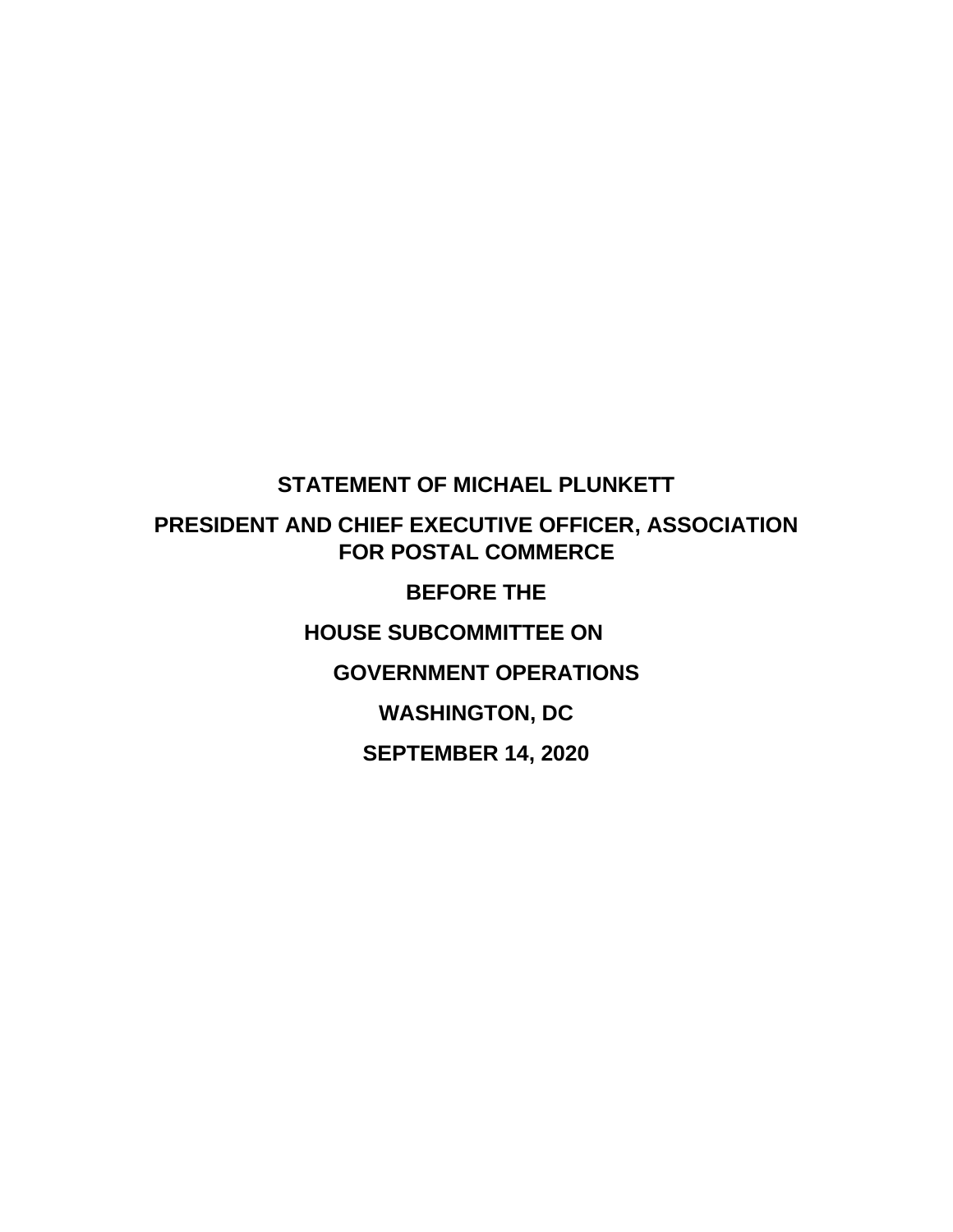**STATEMENT OF MICHAEL PLUNKETT**

**PRESIDENT AND CHIEF EXECUTIVE OFFICER, ASSOCIATION FOR POSTAL COMMERCE**

**BEFORE THE**

**HOUSE SUBCOMMITTEE ON**

**GOVERNMENT OPERATIONS**

**WASHINGTON, DC**

**SEPTEMBER 14, 2020**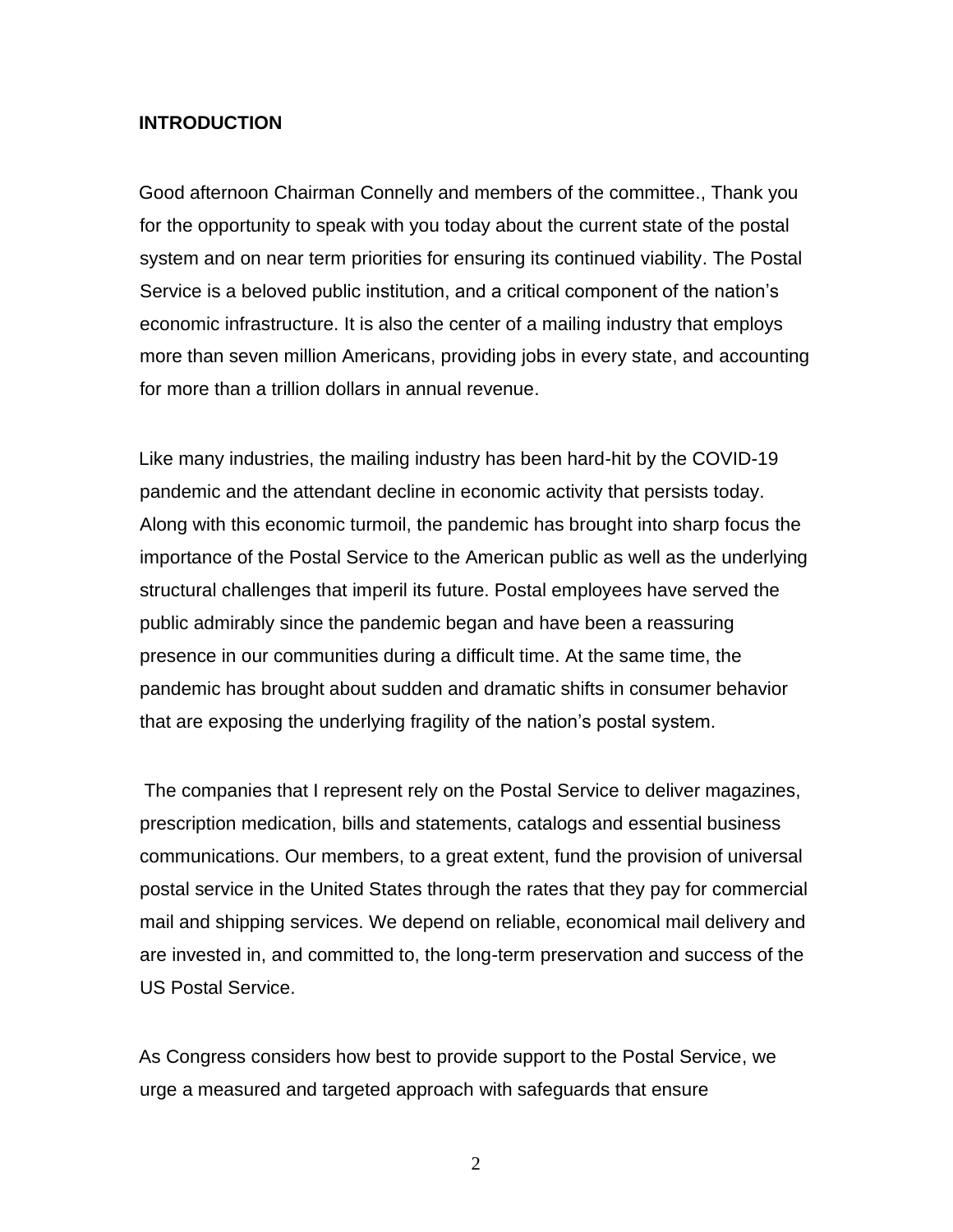## INTRODUCTION

Good afternoon Chairman Connelly and members of the committee., Thank you for the opportunity to speak with you today about the current state of the postal system and on near term priorities for ensuring its continued viability. The Postal Service is a beloved public institution, and a critical component of the nation's economic infrastructure. It is also the center of a mailing industry that employs more than seven million Americans, providing jobs in every state, and accounting for more than a trillion dollars in annual revenue.

Like many industries, the mailing industry has been hard-hit by the COVID-19 pandemic and the attendant decline in economic activity that persists today. Along with this economic turmoil, the pandemic has brought into sharp focus the importance of the Postal Service to the American public as well as the underlying structural challenges that imperil its future. Postal employees have served the public admirably since the pandemic began and have been a reassuring presence in our communities during a difficult time. At the same time, the pandemic has brought about sudden and dramatic shifts in consumer behavior that are exposing the underlying fragility of the nation's postal system.

The companies that I represent rely on the Postal Service to deliver magazines, prescription medication, bills and statements, catalogs and essential business communications. Our members, to a great extent, fund the provision of universal postal service in the United States through the rates that they pay for commercial mail and shipping services. We depend on reliable, economical mail delivery and are invested in, and committed to, the long-term preservation and success of the US Postal Service.

As Congress considers how best to provide support to the Postal Service, we urge a measured and targeted approach with safeguards that ensure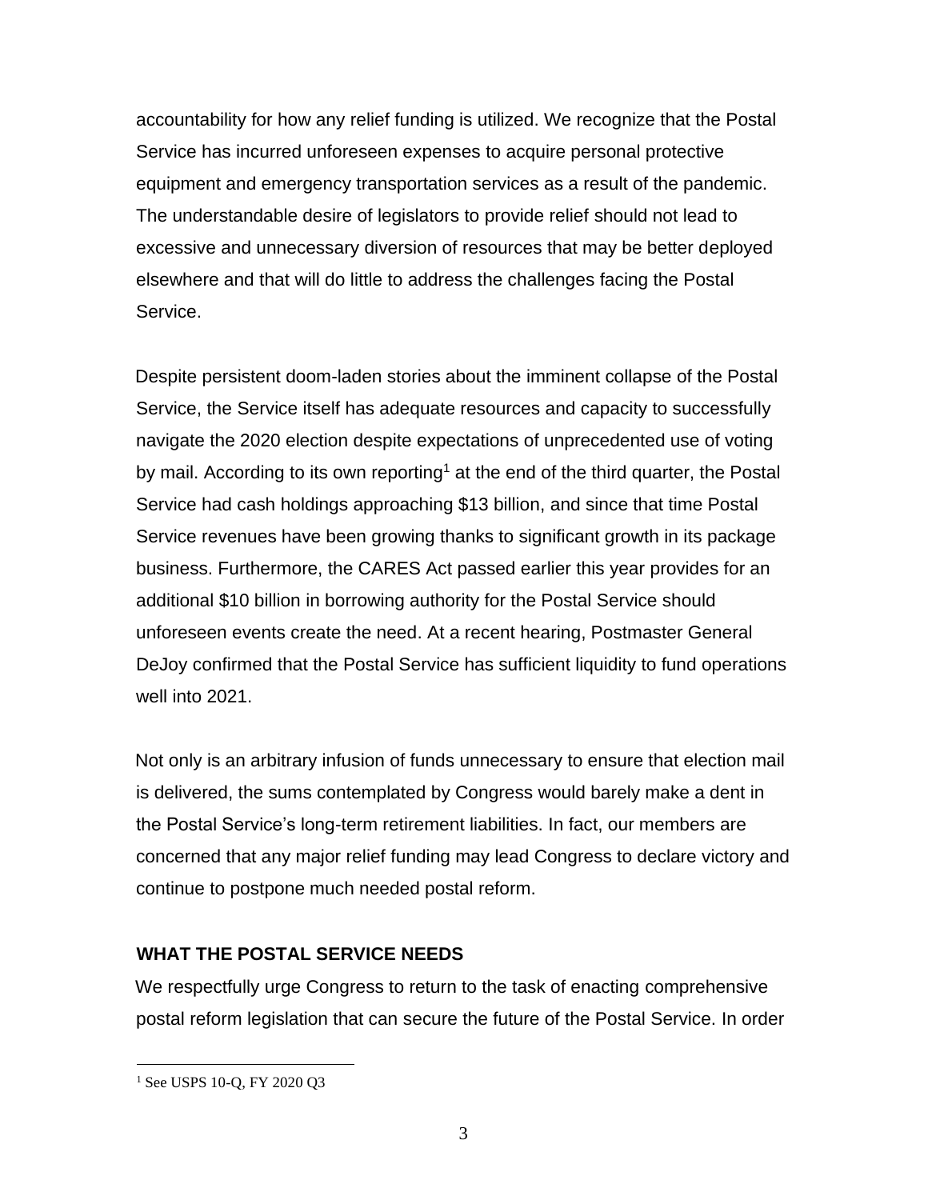accountability for how any relief funding is utilized. We recognize that the Postal Service has incurred unforeseen expenses to acquire personal protective equipment and emergency transportation services as a result of the pandemic. The understandable desire of legislators to provide relief should not lead to excessive and unnecessary diversion of resources that may be better deployed elsewhere and that will do little to address the challenges facing the Postal Service.

Despite persistent doom-laden stories about the imminent collapse of the Postal Service, the Service itself has adequate resources and capacity to successfully navigate the 2020 election despite expectations of unprecedented use of voting by mail. According to its own reporting[1] at the end of the third quarter, the Postal Service had cash holdings approaching $13 billion, and since that time Postal Service revenues have been growing thanks to significant growth in its package business. Furthermore, the CARES Act passed earlier this year provides for an additional $10 billion in borrowing authority for the Postal Service should unforeseen events create the need. At a recent hearing, Postmaster General DeJoy confirmed that the Postal Service has sufficient liquidity to fund operations well into 2021.

Not only is an arbitrary infusion of funds unnecessary to ensure that election mail is delivered, the sums contemplated by Congress would barely make a dent in the Postal Service's long-term retirement liabilities. In fact, our members are concerned that any major relief funding may lead Congress to declare victory and continue to postpone much needed postal reform.

## WHAT THE POSTAL SERVICE NEEDS

We respectfully urge Congress to return to the task of enacting comprehensive postal reform legislation that can secure the future of the Postal Service. In order

[1] See USPS 10-Q, FY 2020 Q3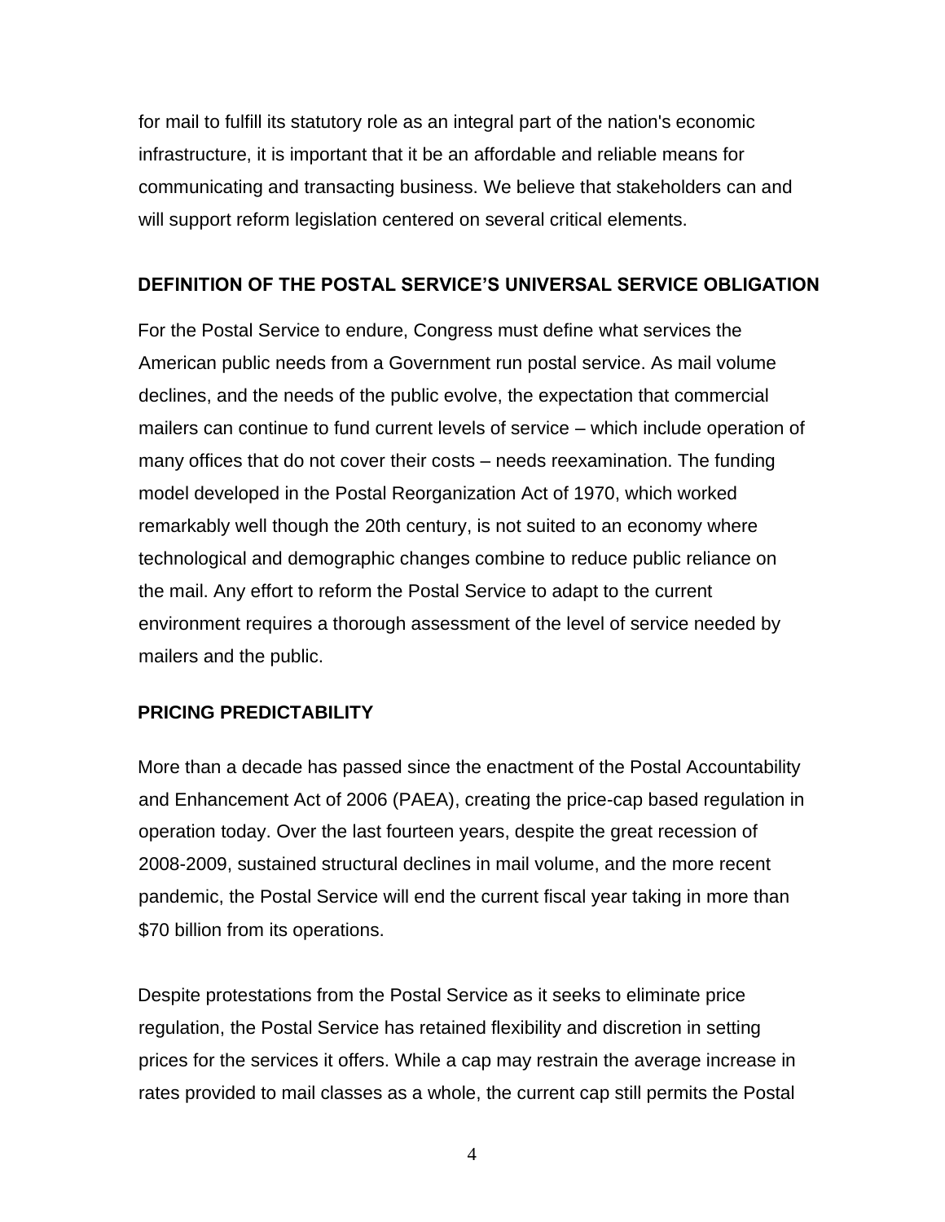for mail to fulfill its statutory role as an integral part of the nation's economic infrastructure, it is important that it be an affordable and reliable means for communicating and transacting business. We believe that stakeholders can and will support reform legislation centered on several critical elements.

## DEFINITION OF THE POSTAL SERVICE'S UNIVERSAL SERVICE OBLIGATION

For the Postal Service to endure, Congress must define what services the American public needs from a Government run postal service. As mail volume declines, and the needs of the public evolve, the expectation that commercial mailers can continue to fund current levels of service – which include operation of many offices that do not cover their costs – needs reexamination. The funding model developed in the Postal Reorganization Act of 1970, which worked remarkably well though the 20th century, is not suited to an economy where technological and demographic changes combine to reduce public reliance on the mail. Any effort to reform the Postal Service to adapt to the current environment requires a thorough assessment of the level of service needed by mailers and the public.

## PRICING PREDICTABILITY

More than a decade has passed since the enactment of the Postal Accountability and Enhancement Act of 2006 (PAEA), creating the price-cap based regulation in operation today. Over the last fourteen years, despite the great recession of 2008-2009, sustained structural declines in mail volume, and the more recent pandemic, the Postal Service will end the current fiscal year taking in more than $70 billion from its operations.

Despite protestations from the Postal Service as it seeks to eliminate price regulation, the Postal Service has retained flexibility and discretion in setting prices for the services it offers. While a cap may restrain the average increase in rates provided to mail classes as a whole, the current cap still permits the Postal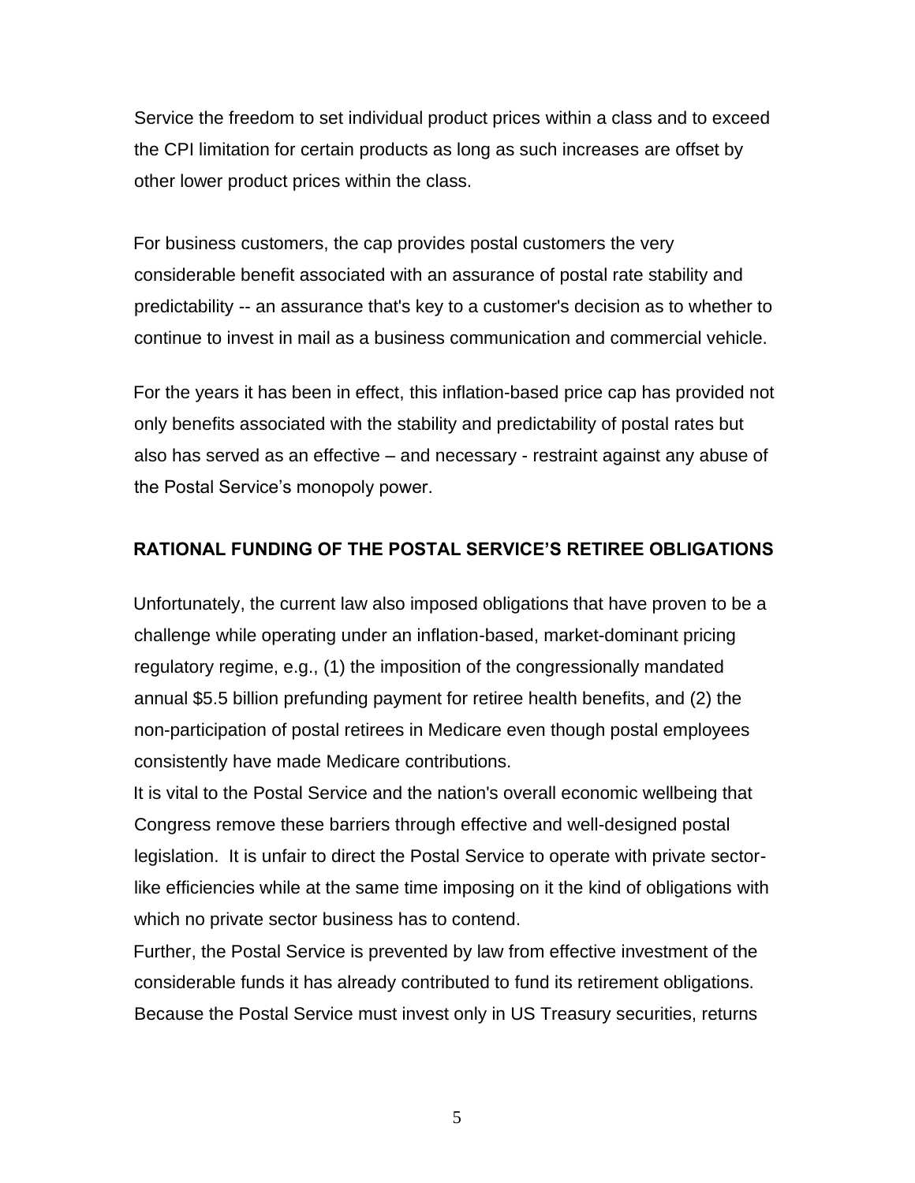Service the freedom to set individual product prices within a class and to exceed the CPI limitation for certain products as long as such increases are offset by other lower product prices within the class.

For business customers, the cap provides postal customers the very considerable benefit associated with an assurance of postal rate stability and predictability -- an assurance that's key to a customer's decision as to whether to continue to invest in mail as a business communication and commercial vehicle.

For the years it has been in effect, this inflation-based price cap has provided not only benefits associated with the stability and predictability of postal rates but also has served as an effective – and necessary - restraint against any abuse of the Postal Service's monopoly power.

## RATIONAL FUNDING OF THE POSTAL SERVICE'S RETIREE OBLIGATIONS

Unfortunately, the current law also imposed obligations that have proven to be a challenge while operating under an inflation-based, market-dominant pricing regulatory regime, e.g., (1) the imposition of the congressionally mandated annual $5.5 billion prefunding payment for retiree health benefits, and (2) the non-participation of postal retirees in Medicare even though postal employees consistently have made Medicare contributions.

It is vital to the Postal Service and the nation's overall economic wellbeing that Congress remove these barriers through effective and well-designed postal legislation. It is unfair to direct the Postal Service to operate with private sector-like efficiencies while at the same time imposing on it the kind of obligations with which no private sector business has to contend.

Further, the Postal Service is prevented by law from effective investment of the considerable funds it has already contributed to fund its retirement obligations. Because the Postal Service must invest only in US Treasury securities, returns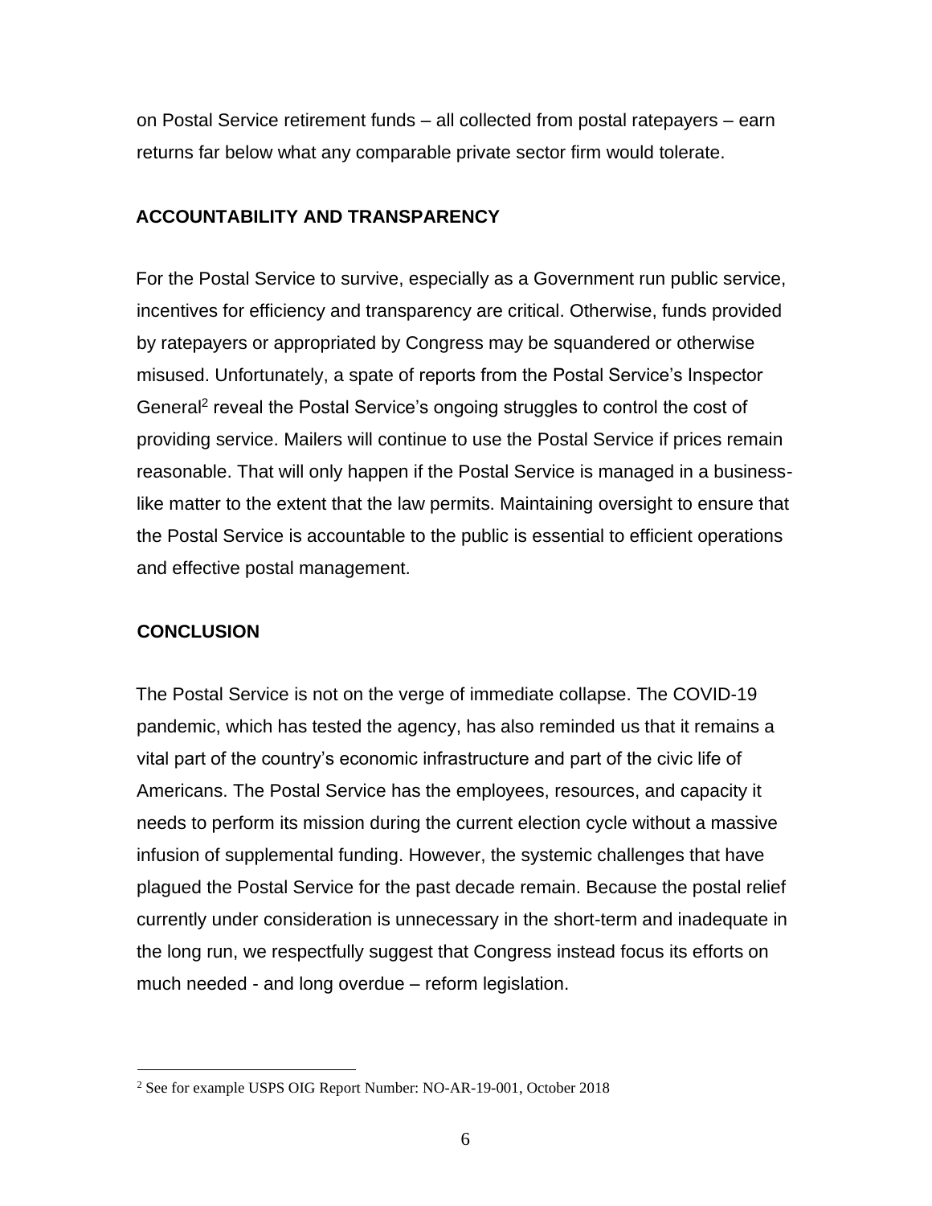on Postal Service retirement funds – all collected from postal ratepayers – earn returns far below what any comparable private sector firm would tolerate.

## ACCOUNTABILITY AND TRANSPARENCY

For the Postal Service to survive, especially as a Government run public service, incentives for efficiency and transparency are critical. Otherwise, funds provided by ratepayers or appropriated by Congress may be squandered or otherwise misused. Unfortunately, a spate of reports from the Postal Service's Inspector General[2] reveal the Postal Service's ongoing struggles to control the cost of providing service. Mailers will continue to use the Postal Service if prices remain reasonable. That will only happen if the Postal Service is managed in a business-like matter to the extent that the law permits. Maintaining oversight to ensure that the Postal Service is accountable to the public is essential to efficient operations and effective postal management.

## CONCLUSION

The Postal Service is not on the verge of immediate collapse. The COVID-19 pandemic, which has tested the agency, has also reminded us that it remains a vital part of the country's economic infrastructure and part of the civic life of Americans. The Postal Service has the employees, resources, and capacity it needs to perform its mission during the current election cycle without a massive infusion of supplemental funding. However, the systemic challenges that have plagued the Postal Service for the past decade remain. Because the postal relief currently under consideration is unnecessary in the short-term and inadequate in the long run, we respectfully suggest that Congress instead focus its efforts on much needed - and long overdue – reform legislation.

---

[2] See for example USPS OIG Report Number: NO-AR-19-001, October 2018